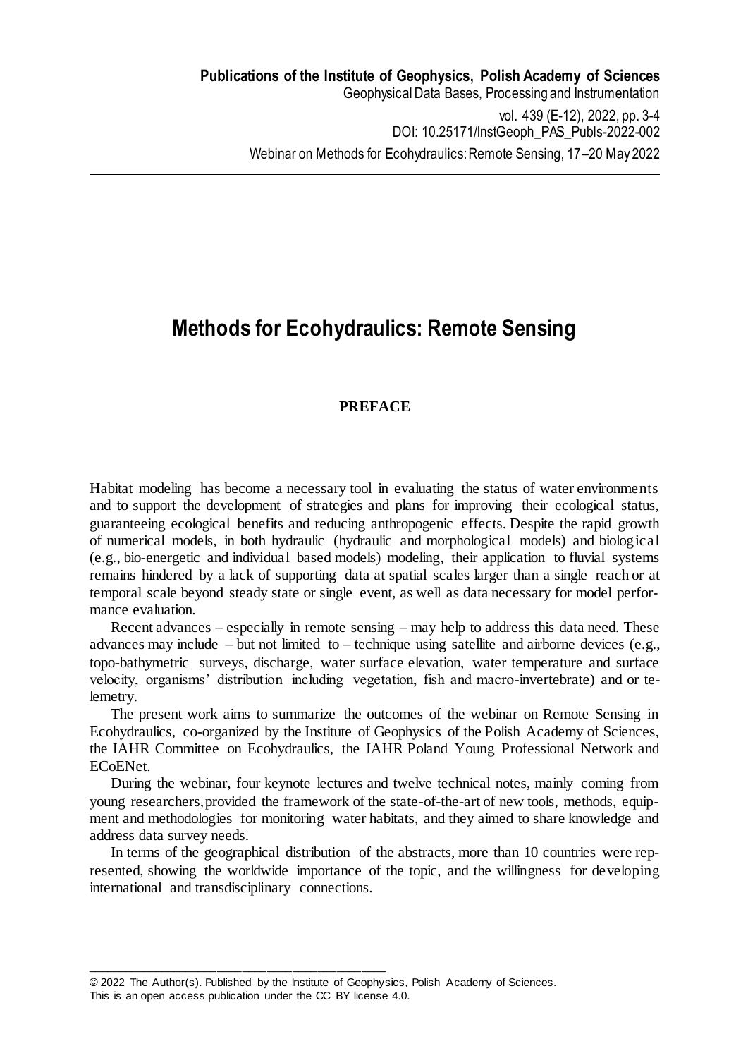# Methods for Ecohydraulics: Remote Sensing

## PREFACE

Habitat modeling has become a necessary tool in evaluating the status of water environments and to support the development of strategies and plans for improving their ecological status, guaranteeing ecological benefits and reducing anthropogenic effects. Despite the rapid growth of numerical models, in both hydraulic (hydraulic and morphological models) and biological (e.g., bio-energetic and individual based models) modeling, their application to fluvial systems remains hindered by a lack of supporting data at spatial scales larger than a single reach or at temporal scale beyond steady state or single event, as well as data necessary for model performance evaluation.

Recent advances – especially in remote sensing – may help to address this data need. These advances may include – but not limited to – technique using satellite and airborne devices (e.g., topo-bathymetric surveys, discharge, water surface elevation, water temperature and surface velocity, organisms' distribution including vegetation, fish and macro-invertebrate) and or telemetry.

The present work aims to summarize the outcomes of the webinar on Remote Sensing in Ecohydraulics, co-organized by the Institute of Geophysics of the Polish Academy of Sciences, the IAHR Committee on Ecohydraulics, the IAHR Poland Young Professional Network and ECoENet.

During the webinar, four keynote lectures and twelve technical notes, mainly coming from young researchers, provided the framework of the state-of-the-art of new tools, methods, equipment and methodologies for monitoring water habitats, and they aimed to share knowledge and address data survey needs.

In terms of the geographical distribution of the abstracts, more than 10 countries were represented, showing the worldwide importance of the topic, and the willingness for developing international and transdisciplinary connections.

---

© 2022 The Author(s). Published by the Institute of Geophysics, Polish Academy of Sciences.
This is an open access publication under the CC BY license 4.0.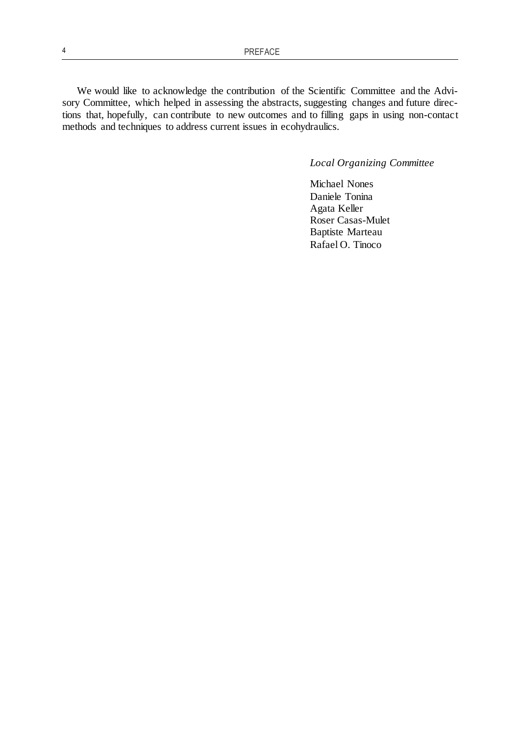We would like to acknowledge the contribution of the Scientific Committee and the Advisory Committee, which helped in assessing the abstracts, suggesting changes and future directions that, hopefully, can contribute to new outcomes and to filling gaps in using non-contact methods and techniques to address current issues in ecohydraulics.

*Local Organizing Committee*

Michael Nones
Daniele Tonina
Agata Keller
Roser Casas-Mulet
Baptiste Marteau
Rafael O. Tinoco